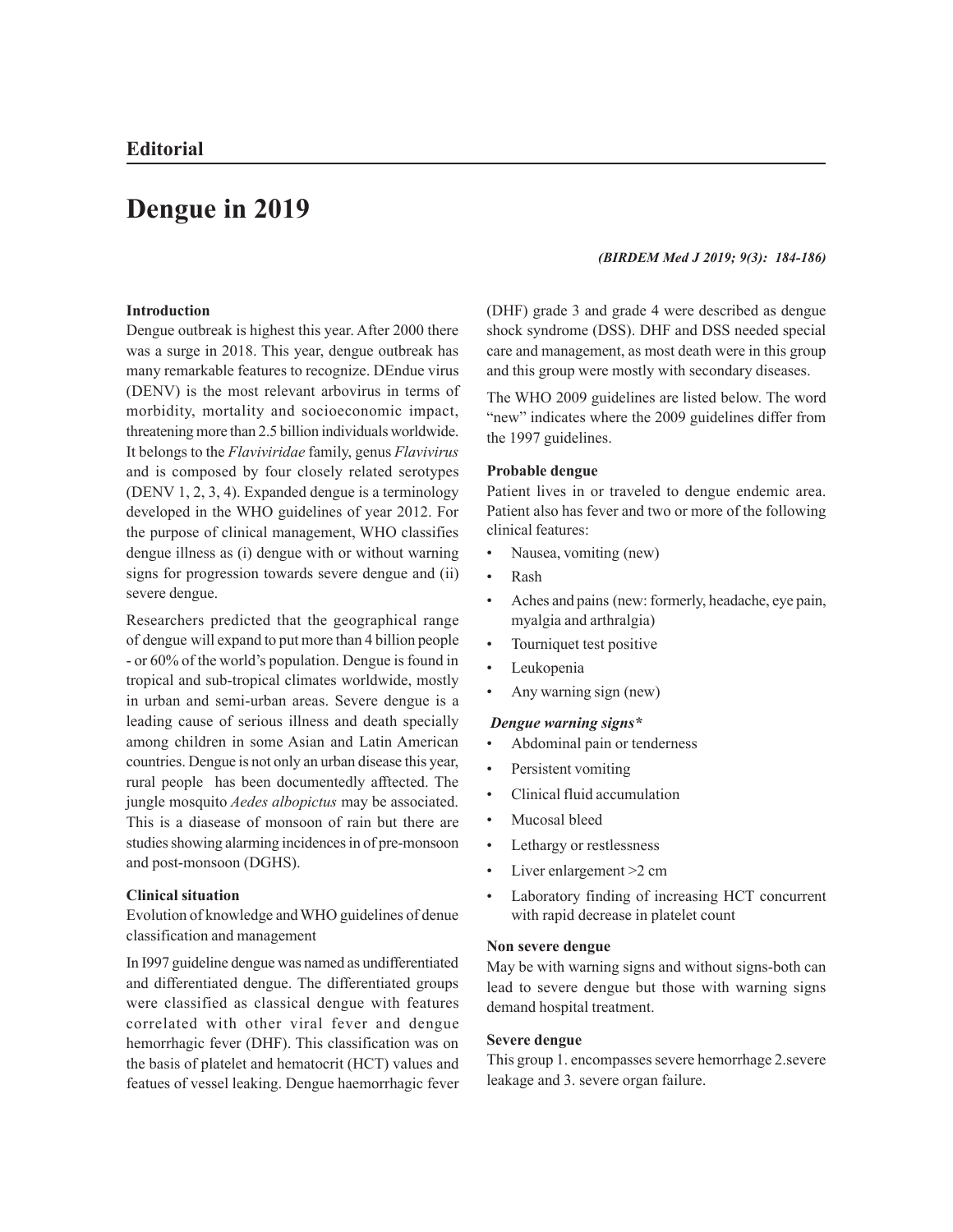## Editorial

# Dengue in 2019

*(BIRDEM Med J 2019; 9(3): 184-186)*

### Introduction

Dengue outbreak is highest this year. After 2000 there was a surge in 2018. This year, dengue outbreak has many remarkable features to recognize. DEndue virus (DENV) is the most relevant arbovirus in terms of morbidity, mortality and socioeconomic impact, threatening more than 2.5 billion individuals worldwide. It belongs to the *Flaviviridae* family, genus *Flavivirus* and is composed by four closely related serotypes (DENV 1, 2, 3, 4). Expanded dengue is a terminology developed in the WHO guidelines of year 2012. For the purpose of clinical management, WHO classifies dengue illness as (i) dengue with or without warning signs for progression towards severe dengue and (ii) severe dengue.

Researchers predicted that the geographical range of dengue will expand to put more than 4 billion people - or 60% of the world's population. Dengue is found in tropical and sub-tropical climates worldwide, mostly in urban and semi-urban areas. Severe dengue is a leading cause of serious illness and death specially among children in some Asian and Latin American countries. Dengue is not only an urban disease this year, rural people has been documentedly afftected. The jungle mosquito *Aedes albopictus* may be associated. This is a diasease of monsoon of rain but there are studies showing alarming incidences in of pre-monsoon and post-monsoon (DGHS).

### Clinical situation

Evolution of knowledge and WHO guidelines of denue classification and management

In I997 guideline dengue was named as undifferentiated and differentiated dengue. The differentiated groups were classified as classical dengue with features correlated with other viral fever and dengue hemorrhagic fever (DHF). This classification was on the basis of platelet and hematocrit (HCT) values and featues of vessel leaking. Dengue haemorrhagic fever (DHF) grade 3 and grade 4 were described as dengue shock syndrome (DSS). DHF and DSS needed special care and management, as most death were in this group and this group were mostly with secondary diseases.

The WHO 2009 guidelines are listed below. The word "new" indicates where the 2009 guidelines differ from the 1997 guidelines.

### Probable dengue

Patient lives in or traveled to dengue endemic area. Patient also has fever and two or more of the following clinical features:

- Nausea, vomiting (new)
- Rash
- Aches and pains (new: formerly, headache, eye pain, myalgia and arthralgia)
- Tourniquet test positive
- Leukopenia
- Any warning sign (new)

***Dengue warning signs****

- Abdominal pain or tenderness
- Persistent vomiting
- Clinical fluid accumulation
- Mucosal bleed
- Lethargy or restlessness
- Liver enlargement >2 cm
- Laboratory finding of increasing HCT concurrent with rapid decrease in platelet count

### Non severe dengue

May be with warning signs and without signs-both can lead to severe dengue but those with warning signs demand hospital treatment.

### Severe dengue

This group 1. encompasses severe hemorrhage 2.severe leakage and 3. severe organ failure.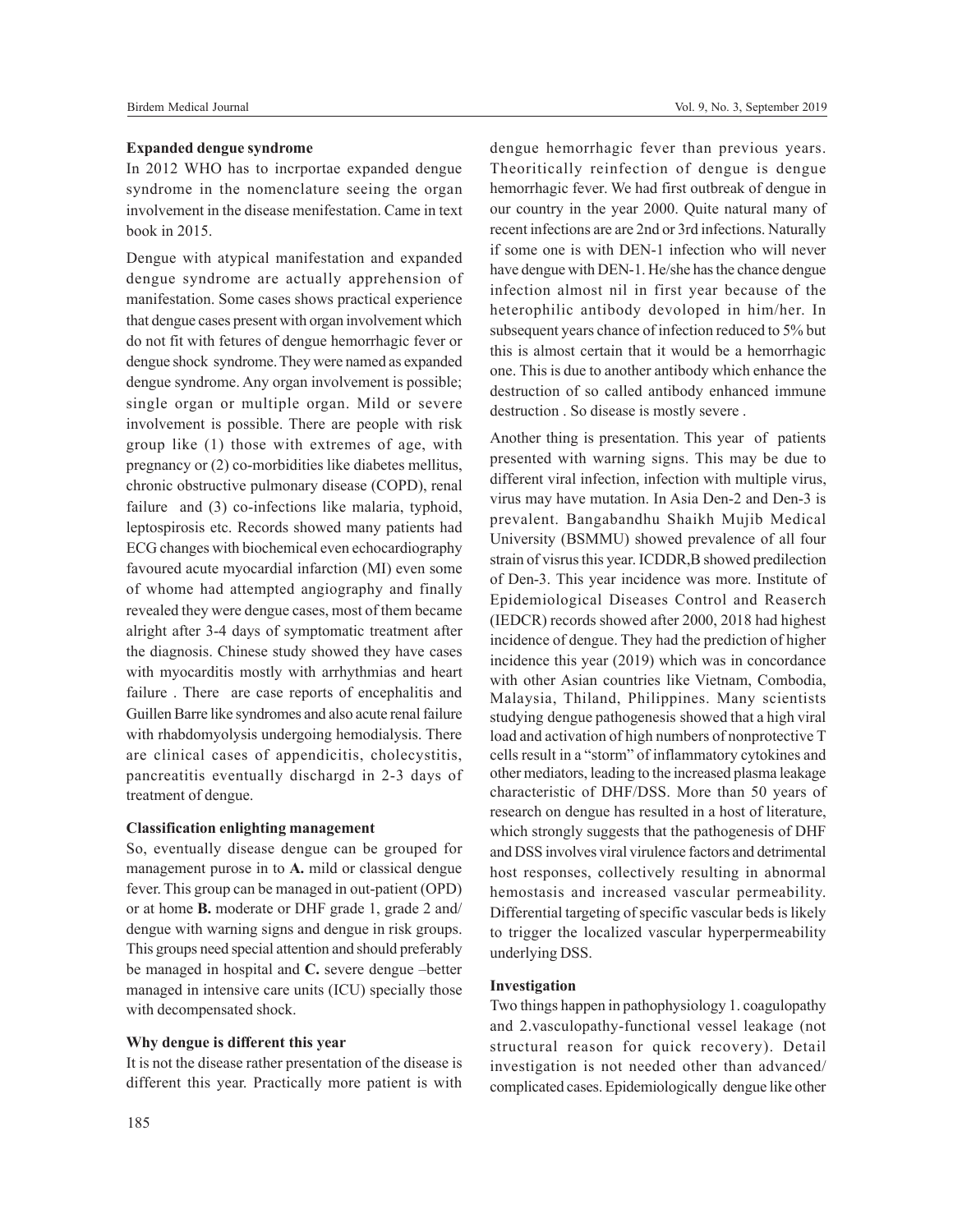**Expanded dengue syndrome**

In 2012 WHO has to incrportae expanded dengue syndrome in the nomenclature seeing the organ involvement in the disease menifestation. Came in text book in 2015.

Dengue with atypical manifestation and expanded dengue syndrome are actually apprehension of manifestation. Some cases shows practical experience that dengue cases present with organ involvement which do not fit with fetures of dengue hemorrhagic fever or dengue shock syndrome. They were named as expanded dengue syndrome. Any organ involvement is possible; single organ or multiple organ. Mild or severe involvement is possible. There are people with risk group like (1) those with extremes of age, with pregnancy or (2) co-morbidities like diabetes mellitus, chronic obstructive pulmonary disease (COPD), renal failure and (3) co-infections like malaria, typhoid, leptospirosis etc. Records showed many patients had ECG changes with biochemical even echocardiography favoured acute myocardial infarction (MI) even some of whome had attempted angiography and finally revealed they were dengue cases, most of them became alright after 3-4 days of symptomatic treatment after the diagnosis. Chinese study showed they have cases with myocarditis mostly with arrhythmias and heart failure . There are case reports of encephalitis and Guillen Barre like syndromes and also acute renal failure with rhabdomyolysis undergoing hemodialysis. There are clinical cases of appendicitis, cholecystitis, pancreatitis eventually dischargd in 2-3 days of treatment of dengue.

**Classification enlighting management**

So, eventually disease dengue can be grouped for management purose in to **A.** mild or classical dengue fever. This group can be managed in out-patient (OPD) or at home **B.** moderate or DHF grade 1, grade 2 and/ dengue with warning signs and dengue in risk groups. This groups need special attention and should preferably be managed in hospital and **C.** severe dengue –better managed in intensive care units (ICU) specially those with decompensated shock.

**Why dengue is different this year**

It is not the disease rather presentation of the disease is different this year. Practically more patient is with dengue hemorrhagic fever than previous years. Theoritically reinfection of dengue is dengue hemorrhagic fever. We had first outbreak of dengue in our country in the year 2000. Quite natural many of recent infections are are 2nd or 3rd infections. Naturally if some one is with DEN-1 infection who will never have dengue with DEN-1. He/she has the chance dengue infection almost nil in first year because of the heterophilic antibody devoloped in him/her. In subsequent years chance of infection reduced to 5% but this is almost certain that it would be a hemorrhagic one. This is due to another antibody which enhance the destruction of so called antibody enhanced immune destruction . So disease is mostly severe .

Another thing is presentation. This year of patients presented with warning signs. This may be due to different viral infection, infection with multiple virus, virus may have mutation. In Asia Den-2 and Den-3 is prevalent. Bangabandhu Shaikh Mujib Medical University (BSMMU) showed prevalence of all four strain of visrus this year. ICDDR,B showed predilection of Den-3. This year incidence was more. Institute of Epidemiological Diseases Control and Reaserch (IEDCR) records showed after 2000, 2018 had highest incidence of dengue. They had the prediction of higher incidence this year (2019) which was in concordance with other Asian countries like Vietnam, Combodia, Malaysia, Thiland, Philippines. Many scientists studying dengue pathogenesis showed that a high viral load and activation of high numbers of nonprotective T cells result in a "storm" of inflammatory cytokines and other mediators, leading to the increased plasma leakage characteristic of DHF/DSS. More than 50 years of research on dengue has resulted in a host of literature, which strongly suggests that the pathogenesis of DHF and DSS involves viral virulence factors and detrimental host responses, collectively resulting in abnormal hemostasis and increased vascular permeability. Differential targeting of specific vascular beds is likely to trigger the localized vascular hyperpermeability underlying DSS.

**Investigation**

Two things happen in pathophysiology 1. coagulopathy and 2.vasculopathy-functional vessel leakage (not structural reason for quick recovery). Detail investigation is not needed other than advanced/ complicated cases. Epidemiologically dengue like other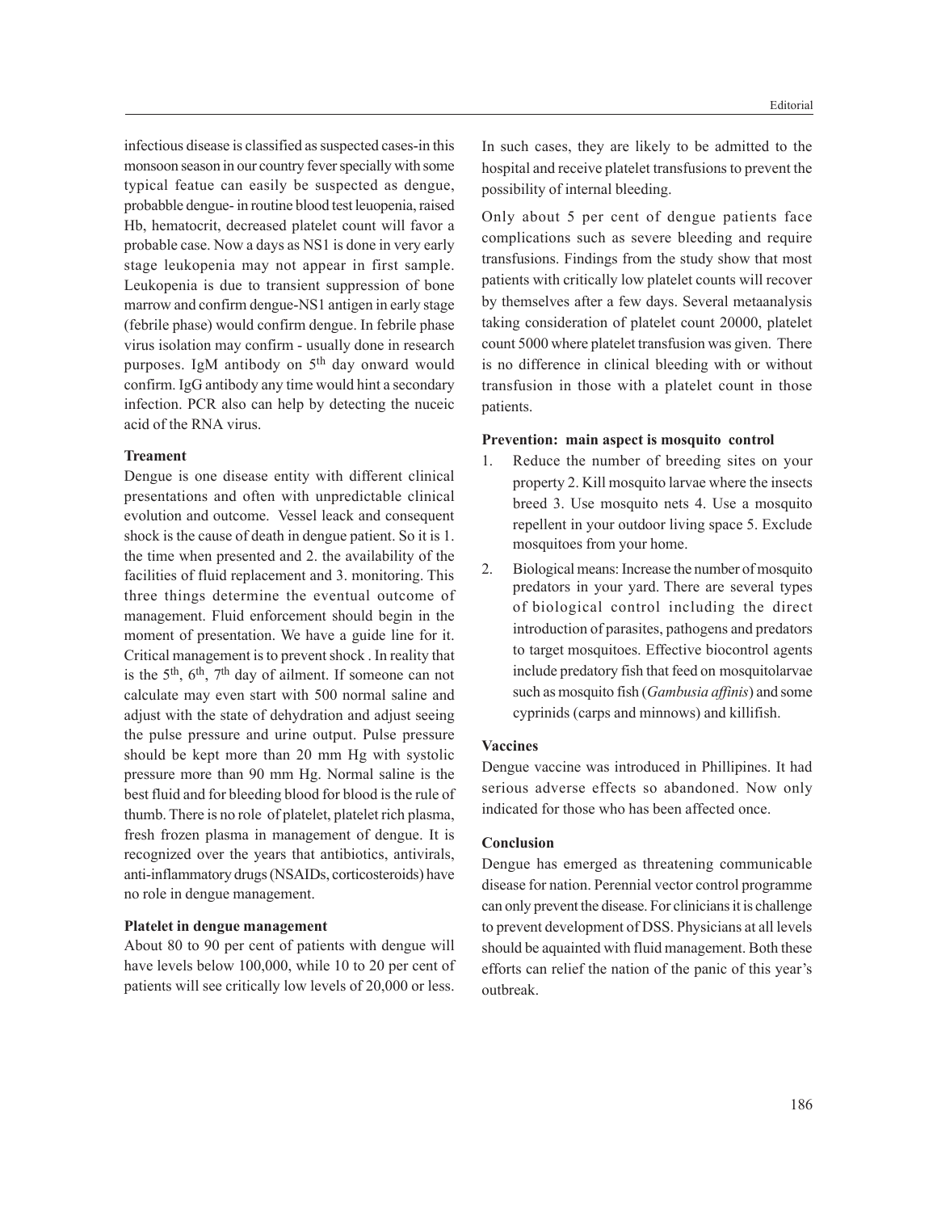infectious disease is classified as suspected cases-in this monsoon season in our country fever specially with some typical featue can easily be suspected as dengue, probabble dengue- in routine blood test leuopenia, raised Hb, hematocrit, decreased platelet count will favor a probable case. Now a days as NS1 is done in very early stage leukopenia may not appear in first sample. Leukopenia is due to transient suppression of bone marrow and confirm dengue-NS1 antigen in early stage (febrile phase) would confirm dengue. In febrile phase virus isolation may confirm - usually done in research purposes. IgM antibody on 5th day onward would confirm. IgG antibody any time would hint a secondary infection. PCR also can help by detecting the nuceic acid of the RNA virus.

**Treament**

Dengue is one disease entity with different clinical presentations and often with unpredictable clinical evolution and outcome. Vessel leack and consequent shock is the cause of death in dengue patient. So it is 1. the time when presented and 2. the availability of the facilities of fluid replacement and 3. monitoring. This three things determine the eventual outcome of management. Fluid enforcement should begin in the moment of presentation. We have a guide line for it. Critical management is to prevent shock . In reality that is the 5th, 6th, 7th day of ailment. If someone can not calculate may even start with 500 normal saline and adjust with the state of dehydration and adjust seeing the pulse pressure and urine output. Pulse pressure should be kept more than 20 mm Hg with systolic pressure more than 90 mm Hg. Normal saline is the best fluid and for bleeding blood for blood is the rule of thumb. There is no role of platelet, platelet rich plasma, fresh frozen plasma in management of dengue. It is recognized over the years that antibiotics, antivirals, anti-inflammatory drugs (NSAIDs, corticosteroids) have no role in dengue management.

**Platelet in dengue management**

About 80 to 90 per cent of patients with dengue will have levels below 100,000, while 10 to 20 per cent of patients will see critically low levels of 20,000 or less. In such cases, they are likely to be admitted to the hospital and receive platelet transfusions to prevent the possibility of internal bleeding.

Only about 5 per cent of dengue patients face complications such as severe bleeding and require transfusions. Findings from the study show that most patients with critically low platelet counts will recover by themselves after a few days. Several metaanalysis taking consideration of platelet count 20000, platelet count 5000 where platelet transfusion was given. There is no difference in clinical bleeding with or without transfusion in those with a platelet count in those patients.

**Prevention: main aspect is mosquito control**

1. Reduce the number of breeding sites on your property 2. Kill mosquito larvae where the insects breed 3. Use mosquito nets 4. Use a mosquito repellent in your outdoor living space 5. Exclude mosquitoes from your home.
2. Biological means: Increase the number of mosquito predators in your yard. There are several types of biological control including the direct introduction of parasites, pathogens and predators to target mosquitoes. Effective biocontrol agents include predatory fish that feed on mosquitolarvae such as mosquito fish (*Gambusia affinis*) and some cyprinids (carps and minnows) and killifish.

**Vaccines**

Dengue vaccine was introduced in Phillipines. It had serious adverse effects so abandoned. Now only indicated for those who has been affected once.

**Conclusion**

Dengue has emerged as threatening communicable disease for nation. Perennial vector control programme can only prevent the disease. For clinicians it is challenge to prevent development of DSS. Physicians at all levels should be aquainted with fluid management. Both these efforts can relief the nation of the panic of this year's outbreak.